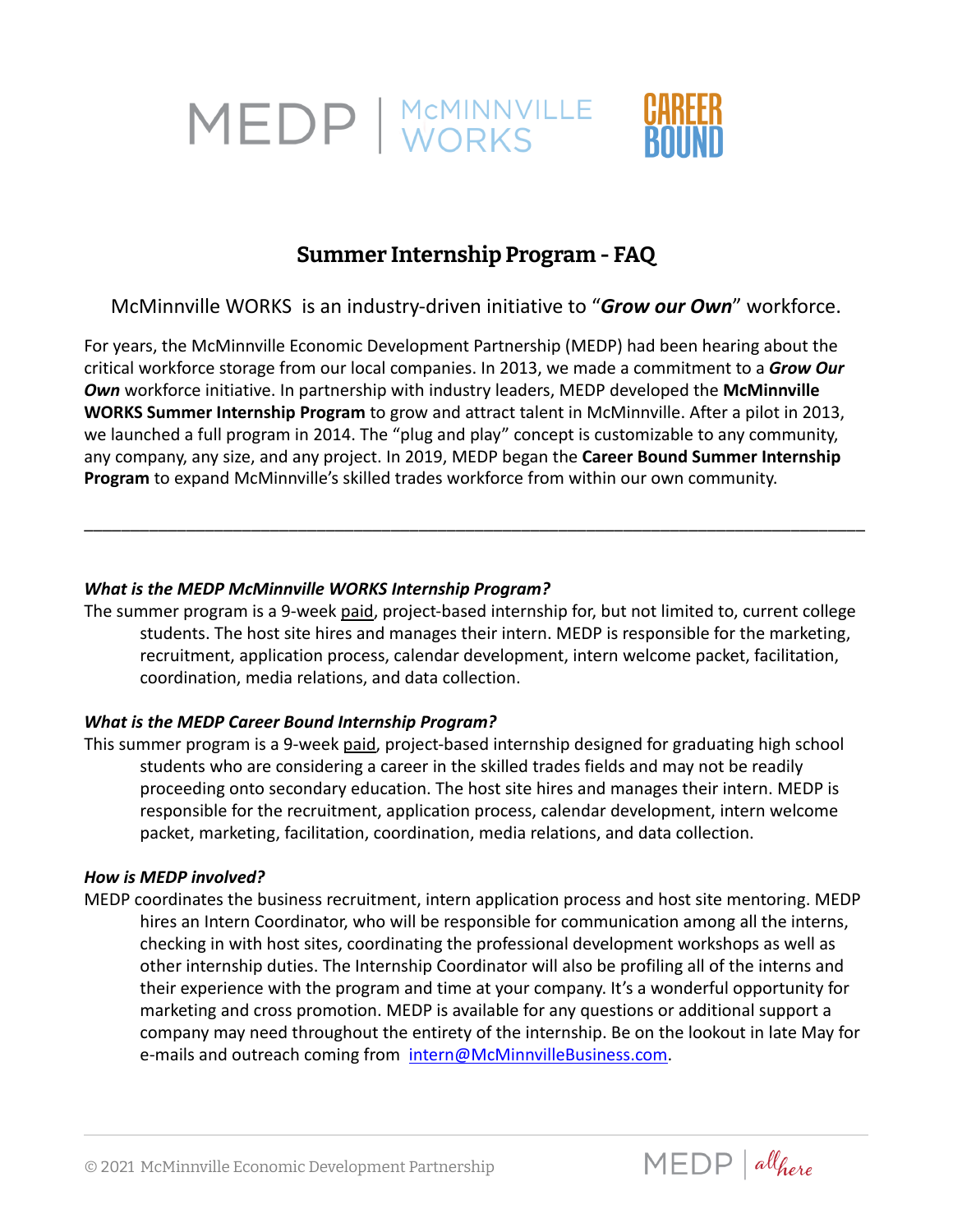MEDP | McMINNVILLE WORKS

CAREER BOUND

# Summer Internship Program - FAQ

McMinnville WORKS is an industry-driven initiative to "***Grow our Own***" workforce.

For years, the McMinnville Economic Development Partnership (MEDP) had been hearing about the critical workforce storage from our local companies. In 2013, we made a commitment to a ***Grow Our Own*** workforce initiative. In partnership with industry leaders, MEDP developed the **McMinnville WORKS Summer Internship Program** to grow and attract talent in McMinnville. After a pilot in 2013, we launched a full program in 2014. The "plug and play" concept is customizable to any community, any company, any size, and any project. In 2019, MEDP began the **Career Bound Summer Internship Program** to expand McMinnville's skilled trades workforce from within our own community.

---

***What is the MEDP McMinnville WORKS Internship Program?***

The summer program is a 9-week paid, project-based internship for, but not limited to, current college students. The host site hires and manages their intern. MEDP is responsible for the marketing, recruitment, application process, calendar development, intern welcome packet, facilitation, coordination, media relations, and data collection.

***What is the MEDP Career Bound Internship Program?***

This summer program is a 9-week paid, project-based internship designed for graduating high school students who are considering a career in the skilled trades fields and may not be readily proceeding onto secondary education. The host site hires and manages their intern. MEDP is responsible for the recruitment, application process, calendar development, intern welcome packet, marketing, facilitation, coordination, media relations, and data collection.

***How is MEDP involved?***

MEDP coordinates the business recruitment, intern application process and host site mentoring. MEDP hires an Intern Coordinator, who will be responsible for communication among all the interns, checking in with host sites, coordinating the professional development workshops as well as other internship duties. The Internship Coordinator will also be profiling all of the interns and their experience with the program and time at your company. It's a wonderful opportunity for marketing and cross promotion. MEDP is available for any questions or additional support a company may need throughout the entirety of the internship. Be on the lookout in late May for e-mails and outreach coming from intern@McMinnvilleBusiness.com.

© 2021 McMinnville Economic Development Partnership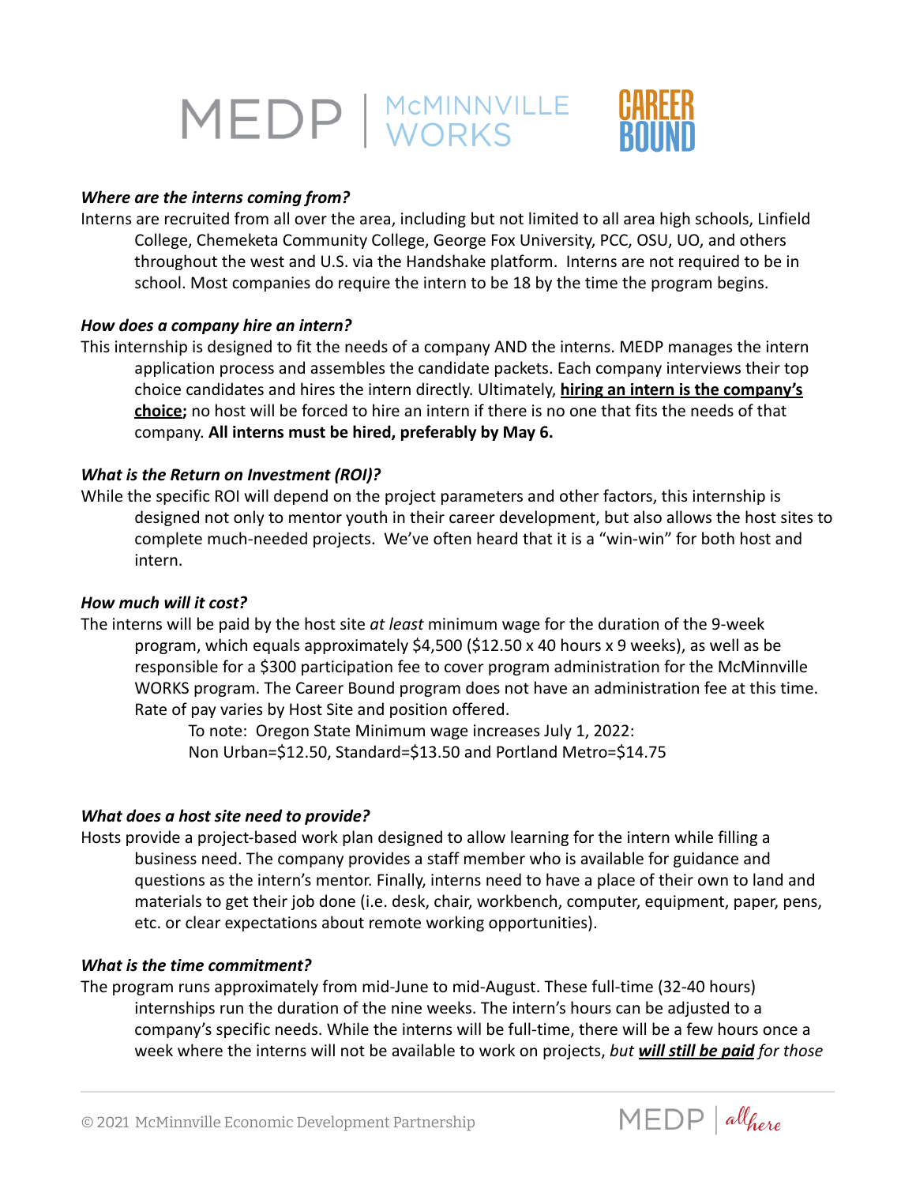### *Where are the interns coming from?*

Interns are recruited from all over the area, including but not limited to all area high schools, Linfield College, Chemeketa Community College, George Fox University, PCC, OSU, UO, and others throughout the west and U.S. via the Handshake platform. Interns are not required to be in school. Most companies do require the intern to be 18 by the time the program begins.

### *How does a company hire an intern?*

This internship is designed to fit the needs of a company AND the interns. MEDP manages the intern application process and assembles the candidate packets. Each company interviews their top choice candidates and hires the intern directly. Ultimately, **hiring an intern is the company's choice;** no host will be forced to hire an intern if there is no one that fits the needs of that company. **All interns must be hired, preferably by May 6.**

### *What is the Return on Investment (ROI)?*

While the specific ROI will depend on the project parameters and other factors, this internship is designed not only to mentor youth in their career development, but also allows the host sites to complete much-needed projects. We've often heard that it is a "win-win" for both host and intern.

### *How much will it cost?*

The interns will be paid by the host site *at least* minimum wage for the duration of the 9-week program, which equals approximately $4,500 ($12.50 x 40 hours x 9 weeks), as well as be responsible for a $300 participation fee to cover program administration for the McMinnville WORKS program. The Career Bound program does not have an administration fee at this time. Rate of pay varies by Host Site and position offered.

To note: Oregon State Minimum wage increases July 1, 2022:
Non Urban=$12.50, Standard=$13.50 and Portland Metro=$14.75

### *What does a host site need to provide?*

Hosts provide a project-based work plan designed to allow learning for the intern while filling a business need. The company provides a staff member who is available for guidance and questions as the intern's mentor. Finally, interns need to have a place of their own to land and materials to get their job done (i.e. desk, chair, workbench, computer, equipment, paper, pens, etc. or clear expectations about remote working opportunities).

### *What is the time commitment?*

The program runs approximately from mid-June to mid-August. These full-time (32-40 hours) internships run the duration of the nine weeks. The intern's hours can be adjusted to a company's specific needs. While the interns will be full-time, there will be a few hours once a week where the interns will not be available to work on projects, *but **will still be paid** for those*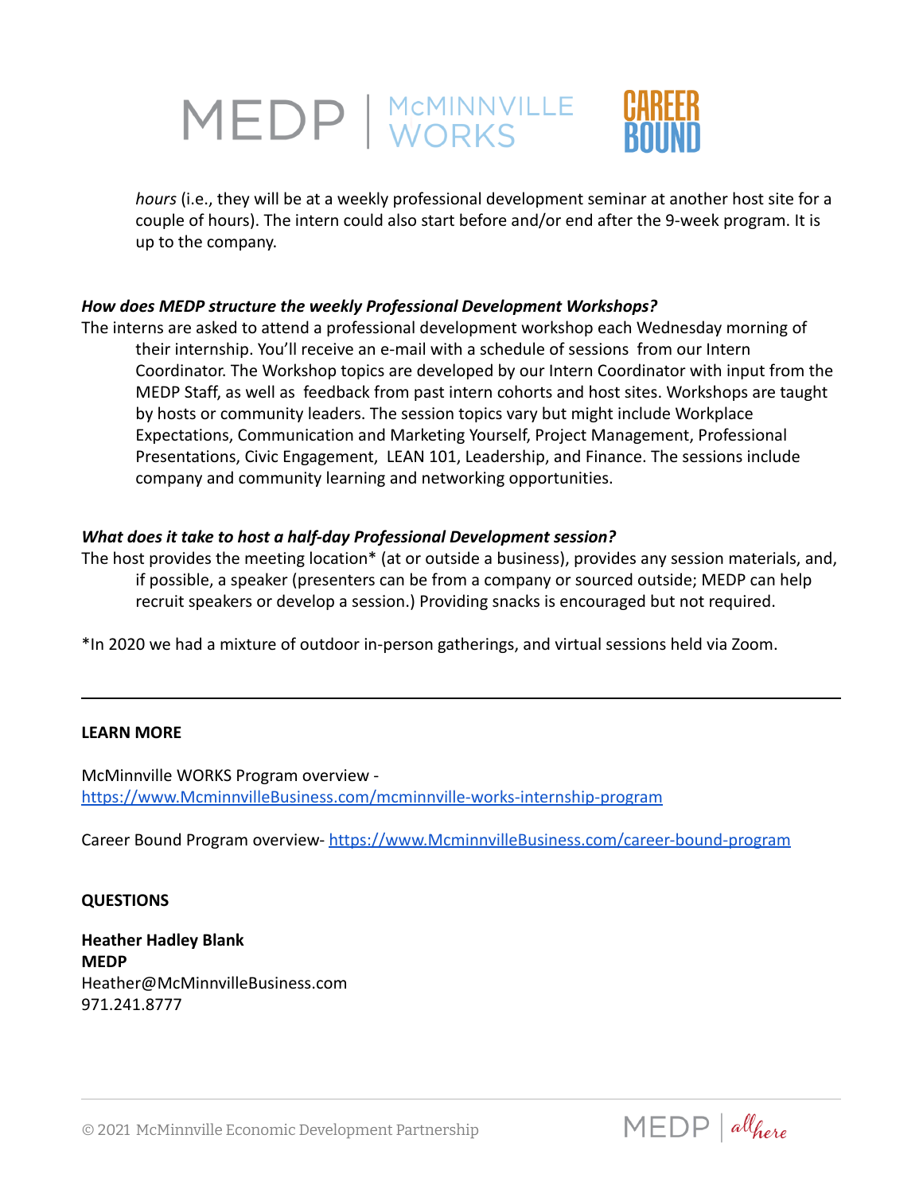*hours* (i.e., they will be at a weekly professional development seminar at another host site for a couple of hours). The intern could also start before and/or end after the 9-week program. It is up to the company.

***How does MEDP structure the weekly Professional Development Workshops?***

The interns are asked to attend a professional development workshop each Wednesday morning of their internship. You'll receive an e-mail with a schedule of sessions from our Intern Coordinator. The Workshop topics are developed by our Intern Coordinator with input from the MEDP Staff, as well as feedback from past intern cohorts and host sites. Workshops are taught by hosts or community leaders. The session topics vary but might include Workplace Expectations, Communication and Marketing Yourself, Project Management, Professional Presentations, Civic Engagement, LEAN 101, Leadership, and Finance. The sessions include company and community learning and networking opportunities.

***What does it take to host a half-day Professional Development session?***

The host provides the meeting location* (at or outside a business), provides any session materials, and, if possible, a speaker (presenters can be from a company or sourced outside; MEDP can help recruit speakers or develop a session.) Providing snacks is encouraged but not required.

*In 2020 we had a mixture of outdoor in-person gatherings, and virtual sessions held via Zoom.

---

**LEARN MORE**

McMinnville WORKS Program overview - [https://www.McminnvilleBusiness.com/mcminnville-works-internship-program](https://www.McminnvilleBusiness.com/mcminnville-works-internship-program)

Career Bound Program overview- [https://www.McminnvilleBusiness.com/career-bound-program](https://www.McminnvilleBusiness.com/career-bound-program)

**QUESTIONS**

**Heather Hadley Blank**
**MEDP**
Heather@McMinnvilleBusiness.com
971.241.8777